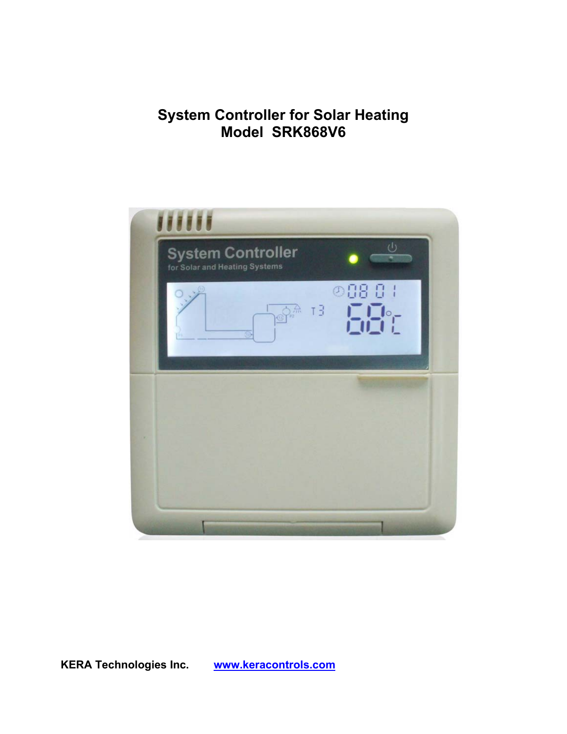# System Controller for Solar Heating
# Model SRK868V6

**KERA Technologies Inc.** [www.keracontrols.com](http://www.keracontrols.com)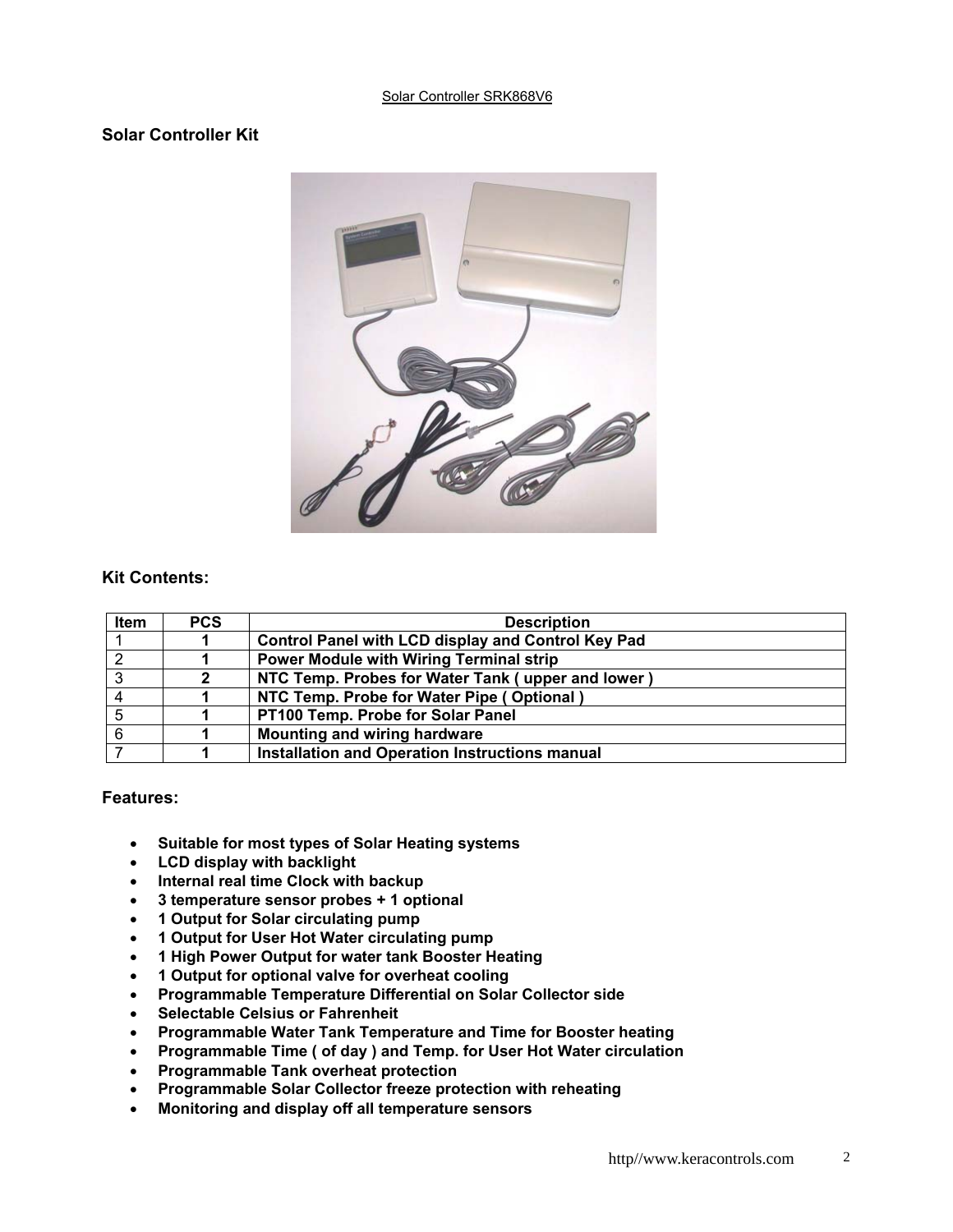## Solar Controller Kit

## Kit Contents:

| Item | PCS | Description |
|---|---|---|
| 1 | 1 | Control Panel with LCD display and Control Key Pad |
| 2 | 1 | Power Module with Wiring Terminal strip |
| 3 | 2 | NTC Temp. Probes for Water Tank ( upper and lower ) |
| 4 | 1 | NTC Temp. Probe for Water Pipe ( Optional ) |
| 5 | 1 | PT100 Temp. Probe for Solar Panel |
| 6 | 1 | Mounting and wiring hardware |
| 7 | 1 | Installation and Operation Instructions manual |

## Features:

- **Suitable for most types of Solar Heating systems**
- **LCD display with backlight**
- **Internal real time Clock with backup**
- **3 temperature sensor probes + 1 optional**
- **1 Output for Solar circulating pump**
- **1 Output for User Hot Water circulating pump**
- **1 High Power Output for water tank Booster Heating**
- **1 Output for optional valve for overheat cooling**
- **Programmable Temperature Differential on Solar Collector side**
- **Selectable Celsius or Fahrenheit**
- **Programmable Water Tank Temperature and Time for Booster heating**
- **Programmable Time ( of day ) and Temp. for User Hot Water circulation**
- **Programmable Tank overheat protection**
- **Programmable Solar Collector freeze protection with reheating**
- **Monitoring and display off all temperature sensors**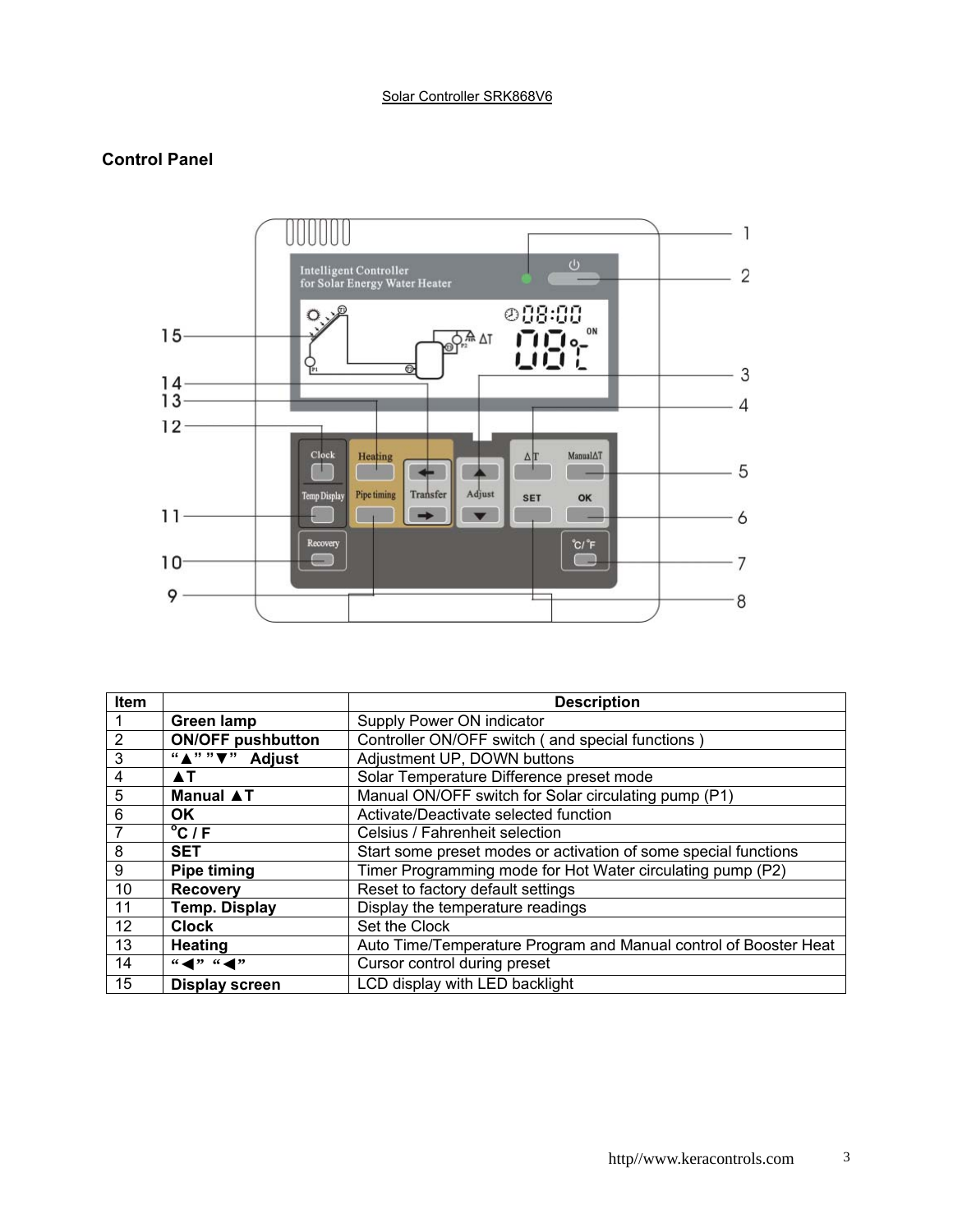Solar Controller SRK868V6

## Control Panel

| Item | | Description |
|---|---|---|
| 1 | **Green lamp** | Supply Power ON indicator |
| 2 | **ON/OFF pushbutton** | Controller ON/OFF switch ( and special functions ) |
| 3 | **"▲" "▼" Adjust** | Adjustment UP, DOWN buttons |
| 4 | **▲T** | Solar Temperature Difference preset mode |
| 5 | **Manual ▲T** | Manual ON/OFF switch for Solar circulating pump (P1) |
| 6 | **OK** | Activate/Deactivate selected function |
| 7 | **°C / F** | Celsius / Fahrenheit selection |
| 8 | **SET** | Start some preset modes or activation of some special functions |
| 9 | **Pipe timing** | Timer Programming mode for Hot Water circulating pump (P2) |
| 10 | **Recovery** | Reset to factory default settings |
| 11 | **Temp. Display** | Display the temperature readings |
| 12 | **Clock** | Set the Clock |
| 13 | **Heating** | Auto Time/Temperature Program and Manual control of Booster Heat |
| 14 | **"◀" "◀"** | Cursor control during preset |
| 15 | **Display screen** | LCD display with LED backlight |

http//www.keracontrols.com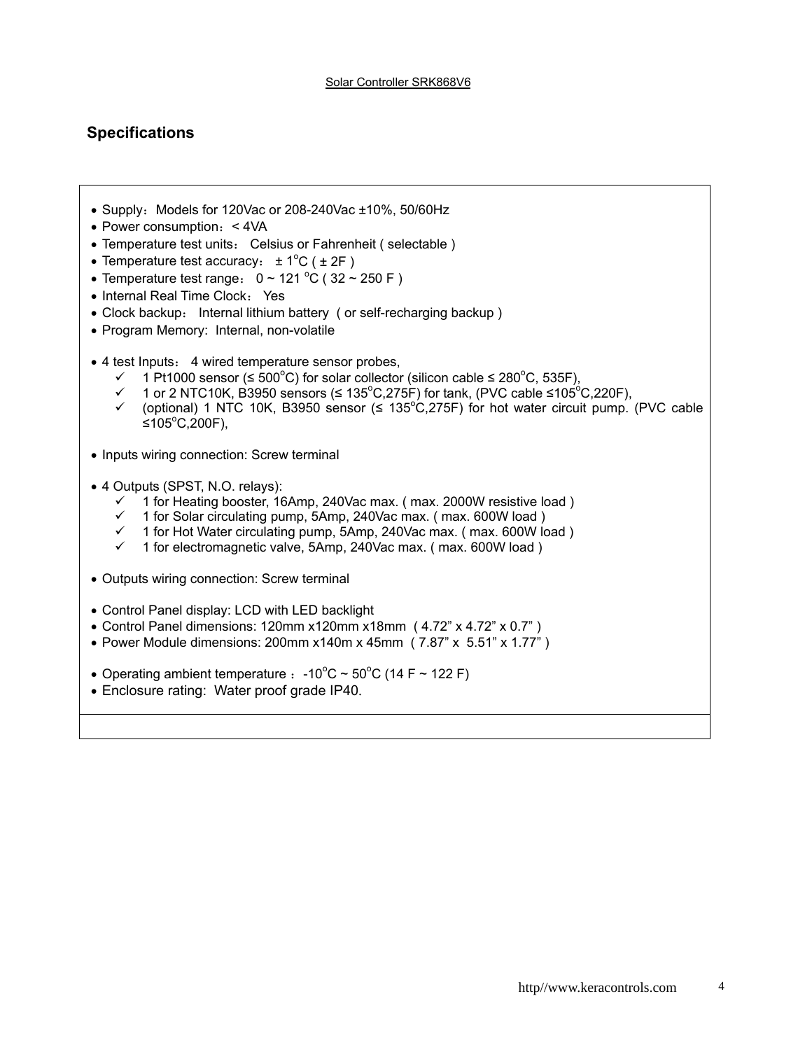## Specifications

- Supply：Models for 120Vac or 208-240Vac ±10%, 50/60Hz
- Power consumption：< 4VA
- Temperature test units： Celsius or Fahrenheit ( selectable )
- Temperature test accuracy： ± 1°C ( ± 2F )
- Temperature test range： 0 ~ 121 °C ( 32 ~ 250 F )
- Internal Real Time Clock： Yes
- Clock backup： Internal lithium battery ( or self-recharging backup )
- Program Memory: Internal, non-volatile

- 4 test Inputs： 4 wired temperature sensor probes,
  - ✓ 1 Pt1000 sensor (≤ 500°C) for solar collector (silicon cable ≤ 280°C, 535F),
  - ✓ 1 or 2 NTC10K, B3950 sensors (≤ 135°C,275F) for tank, (PVC cable ≤105°C,220F),
  - ✓ (optional) 1 NTC 10K, B3950 sensor (≤ 135°C,275F) for hot water circuit pump. (PVC cable ≤105°C,200F),

- Inputs wiring connection: Screw terminal

- 4 Outputs (SPST, N.O. relays):
  - ✓ 1 for Heating booster, 16Amp, 240Vac max. ( max. 2000W resistive load )
  - ✓ 1 for Solar circulating pump, 5Amp, 240Vac max. ( max. 600W load )
  - ✓ 1 for Hot Water circulating pump, 5Amp, 240Vac max. ( max. 600W load )
  - ✓ 1 for electromagnetic valve, 5Amp, 240Vac max. ( max. 600W load )

- Outputs wiring connection: Screw terminal

- Control Panel display: LCD with LED backlight
- Control Panel dimensions: 120mm x120mm x18mm ( 4.72" x 4.72" x 0.7" )
- Power Module dimensions: 200mm x140m x 45mm ( 7.87" x 5.51" x 1.77" )

- Operating ambient temperature ：-10°C ~ 50°C (14 F ~ 122 F)
- Enclosure rating: Water proof grade IP40.